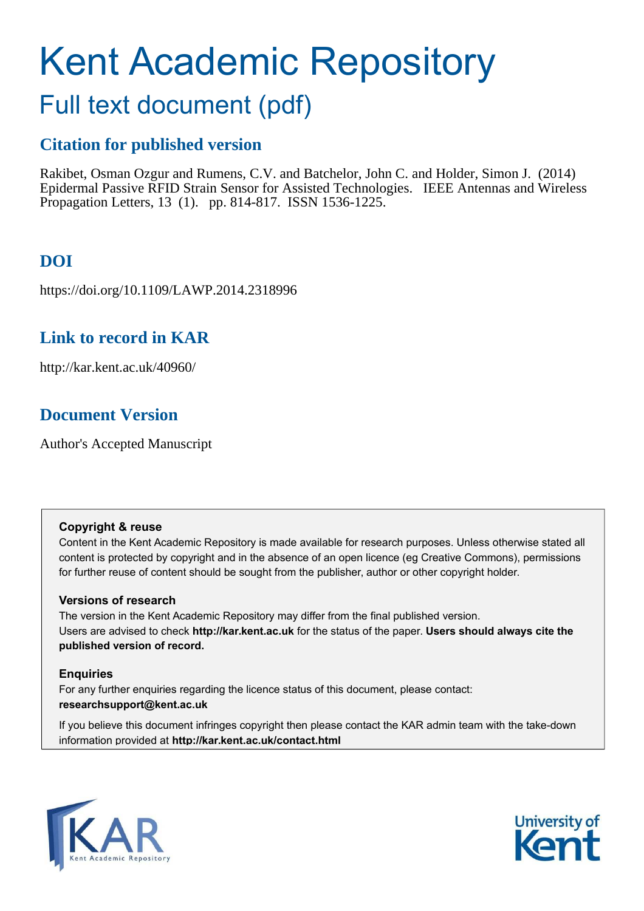# Kent Academic Repository

## Full text document (pdf)

### Citation for published version

Rakibet, Osman Ozgur and Rumens, C.V. and Batchelor, John C. and Holder, Simon J. (2014) Epidermal Passive RFID Strain Sensor for Assisted Technologies. IEEE Antennas and Wireless Propagation Letters, 13 (1). pp. 814-817. ISSN 1536-1225.

### DOI

https://doi.org/10.1109/LAWP.2014.2318996

### Link to record in KAR

http://kar.kent.ac.uk/40960/

### Document Version

Author's Accepted Manuscript

**Copyright & reuse**

Content in the Kent Academic Repository is made available for research purposes. Unless otherwise stated all content is protected by copyright and in the absence of an open licence (eg Creative Commons), permissions for further reuse of content should be sought from the publisher, author or other copyright holder.

**Versions of research**

The version in the Kent Academic Repository may differ from the final published version. Users are advised to check **http://kar.kent.ac.uk** for the status of the paper. **Users should always cite the published version of record.**

**Enquiries**

For any further enquiries regarding the licence status of this document, please contact: **researchsupport@kent.ac.uk**

If you believe this document infringes copyright then please contact the KAR admin team with the take-down information provided at **http://kar.kent.ac.uk/contact.html**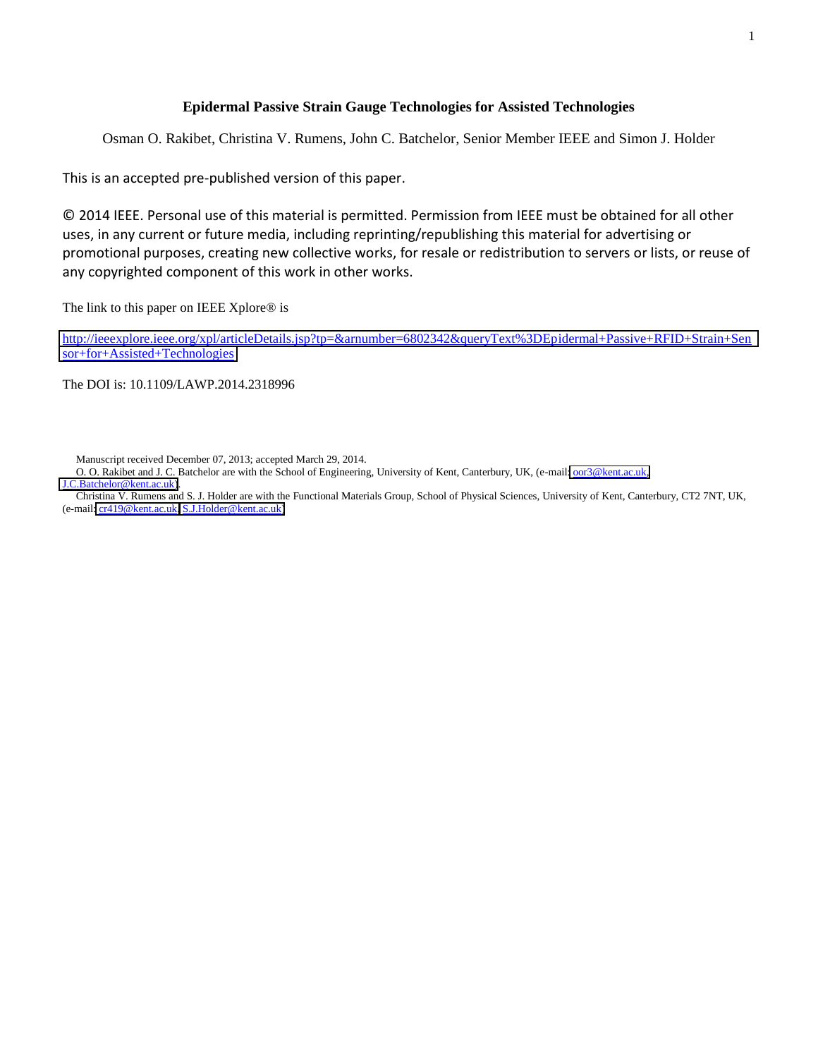# Epidermal Passive Strain Gauge Technologies for Assisted Technologies

Osman O. Rakibet, Christina V. Rumens, John C. Batchelor, Senior Member IEEE and Simon J. Holder

This is an accepted pre-published version of this paper.

© 2014 IEEE. Personal use of this material is permitted. Permission from IEEE must be obtained for all other uses, in any current or future media, including reprinting/republishing this material for advertising or promotional purposes, creating new collective works, for resale or redistribution to servers or lists, or reuse of any copyrighted component of this work in other works.

The link to this paper on IEEE Xplore® is

http://ieeexplore.ieee.org/xpl/articleDetails.jsp?tp=&arnumber=6802342&queryText%3DEpidermal+Passive+RFID+Strain+Sensor+for+Assisted+Technologies

The DOI is: 10.1109/LAWP.2014.2318996

Manuscript received December 07, 2013; accepted March 29, 2014.

O. O. Rakibet and J. C. Batchelor are with the School of Engineering, University of Kent, Canterbury, UK, (e-mail: oor3@kent.ac.uk, J.C.Batchelor@kent.ac.uk).

Christina V. Rumens and S. J. Holder are with the Functional Materials Group, School of Physical Sciences, University of Kent, Canterbury, CT2 7NT, UK, (e-mail: cr419@kent.ac.uk, S.J.Holder@kent.ac.uk)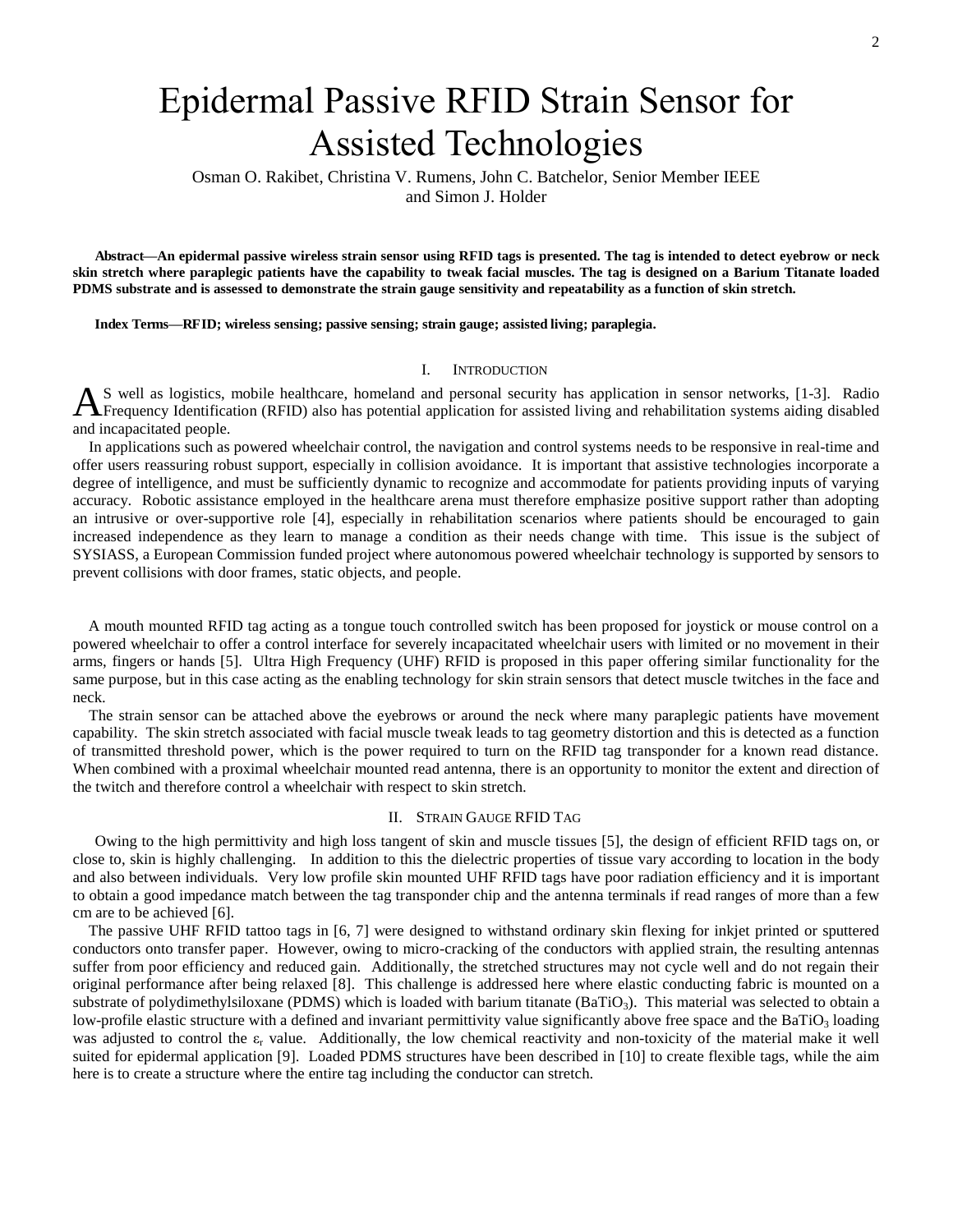# Epidermal Passive RFID Strain Sensor for Assisted Technologies

Osman O. Rakibet, Christina V. Rumens, John C. Batchelor, Senior Member IEEE and Simon J. Holder

**Abstract—An epidermal passive wireless strain sensor using RFID tags is presented. The tag is intended to detect eyebrow or neck skin stretch where paraplegic patients have the capability to tweak facial muscles. The tag is designed on a Barium Titanate loaded PDMS substrate and is assessed to demonstrate the strain gauge sensitivity and repeatability as a function of skin stretch.**

**Index Terms—RFID; wireless sensing; passive sensing; strain gauge; assisted living; paraplegia.**

## I. Introduction

As well as logistics, mobile healthcare, homeland and personal security has application in sensor networks, [1-3]. Radio Frequency Identification (RFID) also has potential application for assisted living and rehabilitation systems aiding disabled and incapacitated people.

In applications such as powered wheelchair control, the navigation and control systems needs to be responsive in real-time and offer users reassuring robust support, especially in collision avoidance. It is important that assistive technologies incorporate a degree of intelligence, and must be sufficiently dynamic to recognize and accommodate for patients providing inputs of varying accuracy. Robotic assistance employed in the healthcare arena must therefore emphasize positive support rather than adopting an intrusive or over-supportive role [4], especially in rehabilitation scenarios where patients should be encouraged to gain increased independence as they learn to manage a condition as their needs change with time. This issue is the subject of SYSIASS, a European Commission funded project where autonomous powered wheelchair technology is supported by sensors to prevent collisions with door frames, static objects, and people.

A mouth mounted RFID tag acting as a tongue touch controlled switch has been proposed for joystick or mouse control on a powered wheelchair to offer a control interface for severely incapacitated wheelchair users with limited or no movement in their arms, fingers or hands [5]. Ultra High Frequency (UHF) RFID is proposed in this paper offering similar functionality for the same purpose, but in this case acting as the enabling technology for skin strain sensors that detect muscle twitches in the face and neck.

The strain sensor can be attached above the eyebrows or around the neck where many paraplegic patients have movement capability. The skin stretch associated with facial muscle tweak leads to tag geometry distortion and this is detected as a function of transmitted threshold power, which is the power required to turn on the RFID tag transponder for a known read distance. When combined with a proximal wheelchair mounted read antenna, there is an opportunity to monitor the extent and direction of the twitch and therefore control a wheelchair with respect to skin stretch.

## II. Strain Gauge RFID Tag

Owing to the high permittivity and high loss tangent of skin and muscle tissues [5], the design of efficient RFID tags on, or close to, skin is highly challenging. In addition to this the dielectric properties of tissue vary according to location in the body and also between individuals. Very low profile skin mounted UHF RFID tags have poor radiation efficiency and it is important to obtain a good impedance match between the tag transponder chip and the antenna terminals if read ranges of more than a few cm are to be achieved [6].

The passive UHF RFID tattoo tags in [6, 7] were designed to withstand ordinary skin flexing for inkjet printed or sputtered conductors onto transfer paper. However, owing to micro-cracking of the conductors with applied strain, the resulting antennas suffer from poor efficiency and reduced gain. Additionally, the stretched structures may not cycle well and do not regain their original performance after being relaxed [8]. This challenge is addressed here where elastic conducting fabric is mounted on a substrate of polydimethylsiloxane (PDMS) which is loaded with barium titanate ($BaTiO_3$). This material was selected to obtain a low-profile elastic structure with a defined and invariant permittivity value significantly above free space and the $BaTiO_3$ loading was adjusted to control the $\varepsilon_r$ value. Additionally, the low chemical reactivity and non-toxicity of the material make it well suited for epidermal application [9]. Loaded PDMS structures have been described in [10] to create flexible tags, while the aim here is to create a structure where the entire tag including the conductor can stretch.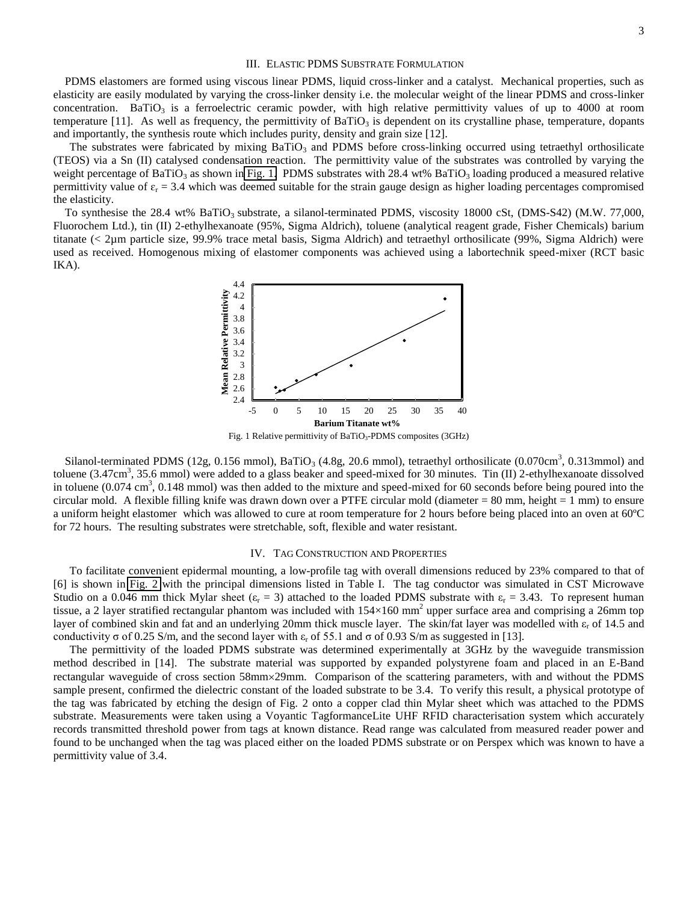## III. Elastic PDMS Substrate Formulation

PDMS elastomers are formed using viscous linear PDMS, liquid cross-linker and a catalyst. Mechanical properties, such as elasticity are easily modulated by varying the cross-linker density i.e. the molecular weight of the linear PDMS and cross-linker concentration. $BaTiO_3$ is a ferroelectric ceramic powder, with high relative permittivity values of up to 4000 at room temperature [11]. As well as frequency, the permittivity of $BaTiO_3$ is dependent on its crystalline phase, temperature, dopants and importantly, the synthesis route which includes purity, density and grain size [12].

The substrates were fabricated by mixing $BaTiO_3$ and PDMS before cross-linking occurred using tetraethyl orthosilicate (TEOS) via a Sn (II) catalysed condensation reaction. The permittivity value of the substrates was controlled by varying the weight percentage of $BaTiO_3$ as shown in Fig. 1. PDMS substrates with 28.4 wt% $BaTiO_3$ loading produced a measured relative permittivity value of $\varepsilon_r = 3.4$ which was deemed suitable for the strain gauge design as higher loading percentages compromised the elasticity.

To synthesise the 28.4 wt% $BaTiO_3$ substrate, a silanol-terminated PDMS, viscosity 18000 cSt, (DMS-S42) (M.W. 77,000, Fluorochem Ltd.), tin (II) 2-ethylhexanoate (95%, Sigma Aldrich), toluene (analytical reagent grade, Fisher Chemicals) barium titanate (< 2µm particle size, 99.9% trace metal basis, Sigma Aldrich) and tetraethyl orthosilicate (99%, Sigma Aldrich) were used as received. Homogenous mixing of elastomer components was achieved using a labortechnik speed-mixer (RCT basic IKA).

Fig. 1 Relative permittivity of $BaTiO_3$-PDMS composites (3GHz)

Silanol-terminated PDMS (12g, 0.156 mmol), $BaTiO_3$ (4.8g, 20.6 mmol), tetraethyl orthosilicate (0.070cm$^3$, 0.313mmol) and toluene (3.47cm$^3$, 35.6 mmol) were added to a glass beaker and speed-mixed for 30 minutes. Tin (II) 2-ethylhexanoate dissolved in toluene (0.074 cm$^3$, 0.148 mmol) was then added to the mixture and speed-mixed for 60 seconds before being poured into the circular mold. A flexible filling knife was drawn down over a PTFE circular mold (diameter = 80 mm, height = 1 mm) to ensure a uniform height elastomer which was allowed to cure at room temperature for 2 hours before being placed into an oven at 60ºC for 72 hours. The resulting substrates were stretchable, soft, flexible and water resistant.

## IV. Tag Construction and Properties

To facilitate convenient epidermal mounting, a low-profile tag with overall dimensions reduced by 23% compared to that of [6] is shown in Fig. 2 with the principal dimensions listed in Table I. The tag conductor was simulated in CST Microwave Studio on a 0.046 mm thick Mylar sheet ($\varepsilon_r = 3$) attached to the loaded PDMS substrate with $\varepsilon_r = 3.43$. To represent human tissue, a 2 layer stratified rectangular phantom was included with 154×160 mm$^2$ upper surface area and comprising a 26mm top layer of combined skin and fat and an underlying 20mm thick muscle layer. The skin/fat layer was modelled with $\varepsilon_r$ of 14.5 and conductivity $\sigma$ of 0.25 S/m, and the second layer with $\varepsilon_r$ of 55.1 and $\sigma$ of 0.93 S/m as suggested in [13].

The permittivity of the loaded PDMS substrate was determined experimentally at 3GHz by the waveguide transmission method described in [14]. The substrate material was supported by expanded polystyrene foam and placed in an E-Band rectangular waveguide of cross section 58mm×29mm. Comparison of the scattering parameters, with and without the PDMS sample present, confirmed the dielectric constant of the loaded substrate to be 3.4. To verify this result, a physical prototype of the tag was fabricated by etching the design of Fig. 2 onto a copper clad thin Mylar sheet which was attached to the PDMS substrate. Measurements were taken using a Voyantic TagformanceLite UHF RFID characterisation system which accurately records transmitted threshold power from tags at known distance. Read range was calculated from measured reader power and found to be unchanged when the tag was placed either on the loaded PDMS substrate or on Perspex which was known to have a permittivity value of 3.4.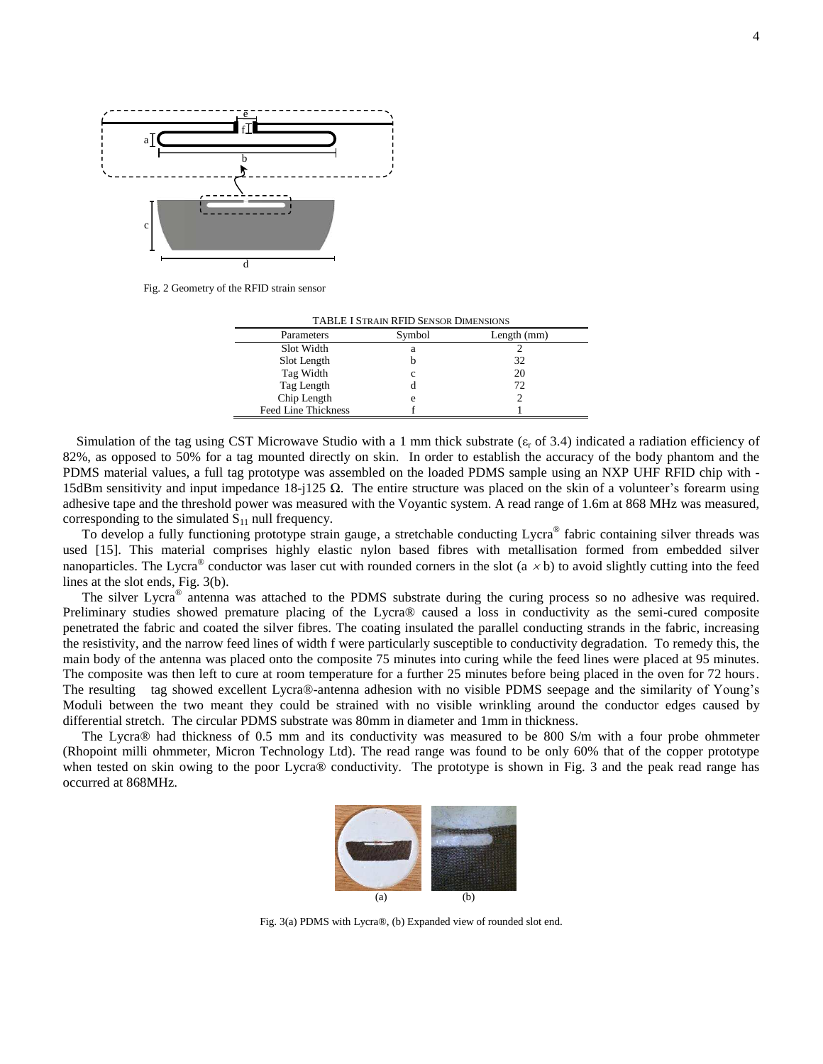Fig. 2 Geometry of the RFID strain sensor

TABLE I STRAIN RFID SENSOR DIMENSIONS

| Parameters | Symbol | Length (mm) |
|---|---|---|
| Slot Width | a | 2 |
| Slot Length | b | 32 |
| Tag Width | c | 20 |
| Tag Length | d | 72 |
| Chip Length | e | 2 |
| Feed Line Thickness | f | 1 |

Simulation of the tag using CST Microwave Studio with a 1 mm thick substrate ($\varepsilon_r$ of 3.4) indicated a radiation efficiency of 82%, as opposed to 50% for a tag mounted directly on skin. In order to establish the accuracy of the body phantom and the PDMS material values, a full tag prototype was assembled on the loaded PDMS sample using an NXP UHF RFID chip with -15dBm sensitivity and input impedance 18-j125 Ω. The entire structure was placed on the skin of a volunteer's forearm using adhesive tape and the threshold power was measured with the Voyantic system. A read range of 1.6m at 868 MHz was measured, corresponding to the simulated $S_{11}$ null frequency.

To develop a fully functioning prototype strain gauge, a stretchable conducting Lycra® fabric containing silver threads was used [15]. This material comprises highly elastic nylon based fibres with metallisation formed from embedded silver nanoparticles. The Lycra® conductor was laser cut with rounded corners in the slot ($a \times b$) to avoid slightly cutting into the feed lines at the slot ends, Fig. 3(b).

The silver Lycra® antenna was attached to the PDMS substrate during the curing process so no adhesive was required. Preliminary studies showed premature placing of the Lycra® caused a loss in conductivity as the semi-cured composite penetrated the fabric and coated the silver fibres. The coating insulated the parallel conducting strands in the fabric, increasing the resistivity, and the narrow feed lines of width f were particularly susceptible to conductivity degradation. To remedy this, the main body of the antenna was placed onto the composite 75 minutes into curing while the feed lines were placed at 95 minutes. The composite was then left to cure at room temperature for a further 25 minutes before being placed in the oven for 72 hours. The resulting tag showed excellent Lycra®-antenna adhesion with no visible PDMS seepage and the similarity of Young's Moduli between the two meant they could be strained with no visible wrinkling around the conductor edges caused by differential stretch. The circular PDMS substrate was 80mm in diameter and 1mm in thickness.

The Lycra® had thickness of 0.5 mm and its conductivity was measured to be 800 S/m with a four probe ohmmeter (Rhopoint milli ohmmeter, Micron Technology Ltd). The read range was found to be only 60% that of the copper prototype when tested on skin owing to the poor Lycra® conductivity. The prototype is shown in Fig. 3 and the peak read range has occurred at 868MHz.

Fig. 3(a) PDMS with Lycra®, (b) Expanded view of rounded slot end.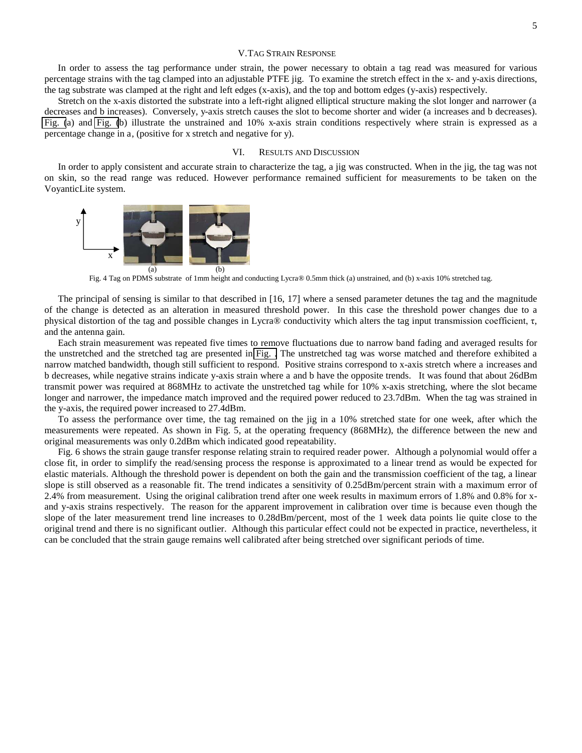## V. Tag Strain Response

In order to assess the tag performance under strain, the power necessary to obtain a tag read was measured for various percentage strains with the tag clamped into an adjustable PTFE jig. To examine the stretch effect in the x- and y-axis directions, the tag substrate was clamped at the right and left edges (x-axis), and the top and bottom edges (y-axis) respectively.

Stretch on the x-axis distorted the substrate into a left-right aligned elliptical structure making the slot longer and narrower (a decreases and b increases). Conversely, y-axis stretch causes the slot to become shorter and wider (a increases and b decreases). Fig. (a) and Fig. (b) illustrate the unstrained and 10% x-axis strain conditions respectively where strain is expressed as a percentage change in a, (positive for x stretch and negative for y).

## VI. Results and Discussion

In order to apply consistent and accurate strain to characterize the tag, a jig was constructed. When in the jig, the tag was not on skin, so the read range was reduced. However performance remained sufficient for measurements to be taken on the VoyanticLite system.

Fig. 4 Tag on PDMS substrate of 1mm height and conducting Lycra® 0.5mm thick (a) unstrained, and (b) x-axis 10% stretched tag.

The principal of sensing is similar to that described in [16, 17] where a sensed parameter detunes the tag and the magnitude of the change is detected as an alteration in measured threshold power. In this case the threshold power changes due to a physical distortion of the tag and possible changes in Lycra® conductivity which alters the tag input transmission coefficient, $\tau$, and the antenna gain.

Each strain measurement was repeated five times to remove fluctuations due to narrow band fading and averaged results for the unstretched and the stretched tag are presented in Fig. . The unstretched tag was worse matched and therefore exhibited a narrow matched bandwidth, though still sufficient to respond. Positive strains correspond to x-axis stretch where a increases and b decreases, while negative strains indicate y-axis strain where a and b have the opposite trends. It was found that about 26dBm transmit power was required at 868MHz to activate the unstretched tag while for 10% x-axis stretching, where the slot became longer and narrower, the impedance match improved and the required power reduced to 23.7dBm. When the tag was strained in the y-axis, the required power increased to 27.4dBm.

To assess the performance over time, the tag remained on the jig in a 10% stretched state for one week, after which the measurements were repeated. As shown in Fig. 5, at the operating frequency (868MHz), the difference between the new and original measurements was only 0.2dBm which indicated good repeatability.

Fig. 6 shows the strain gauge transfer response relating strain to required reader power. Although a polynomial would offer a close fit, in order to simplify the read/sensing process the response is approximated to a linear trend as would be expected for elastic materials. Although the threshold power is dependent on both the gain and the transmission coefficient of the tag, a linear slope is still observed as a reasonable fit. The trend indicates a sensitivity of 0.25dBm/percent strain with a maximum error of 2.4% from measurement. Using the original calibration trend after one week results in maximum errors of 1.8% and 0.8% for x- and y-axis strains respectively. The reason for the apparent improvement in calibration over time is because even though the slope of the later measurement trend line increases to 0.28dBm/percent, most of the 1 week data points lie quite close to the original trend and there is no significant outlier. Although this particular effect could not be expected in practice, nevertheless, it can be concluded that the strain gauge remains well calibrated after being stretched over significant periods of time.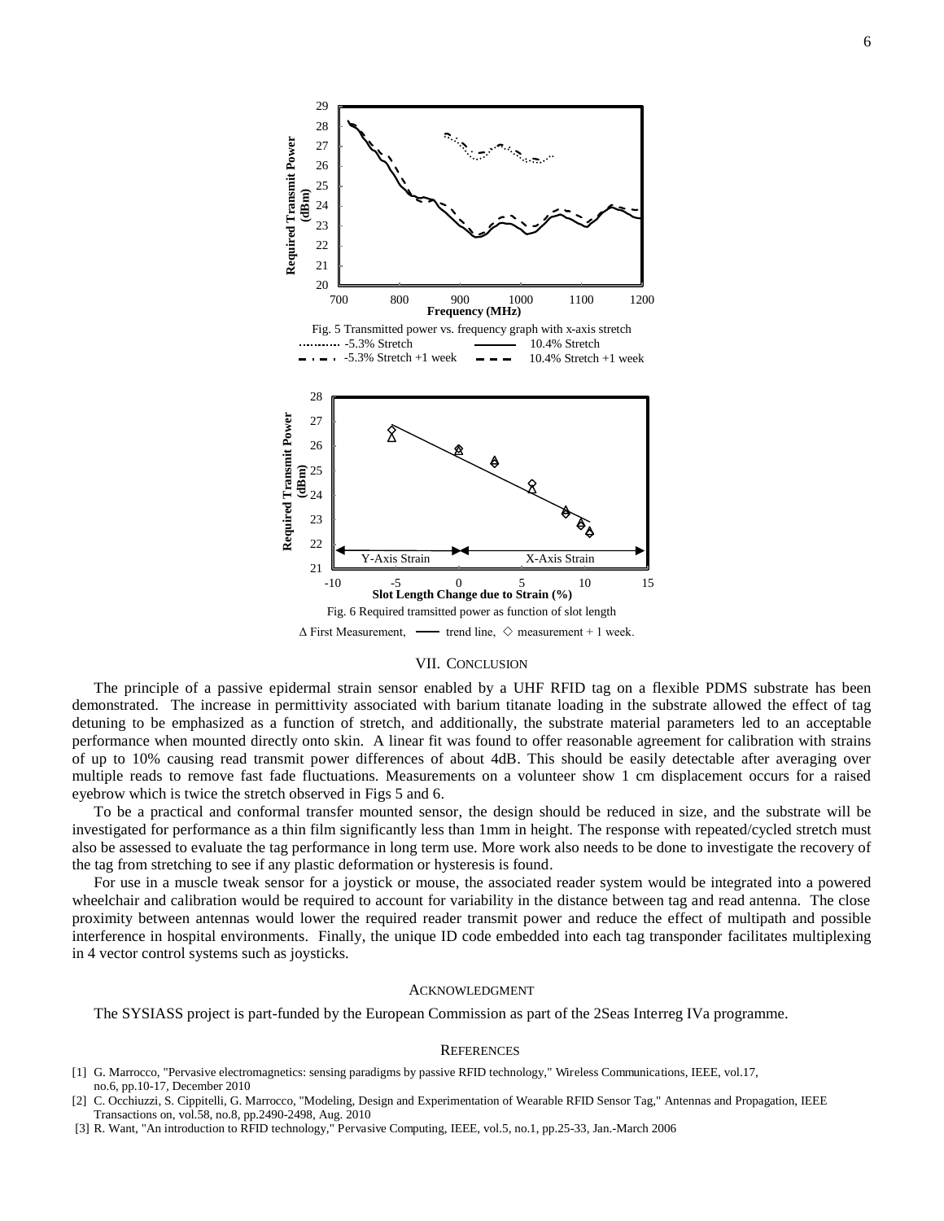Fig. 5 Transmitted power vs. frequency graph with x-axis stretch

-5.3% Stretch — 10.4% Stretch — -5.3% Stretch +1 week — 10.4% Stretch +1 week

Fig. 6 Required tramsitted power as function of slot length

Δ First Measurement, —— trend line, ◇ measurement + 1 week.

## VII. Conclusion

The principle of a passive epidermal strain sensor enabled by a UHF RFID tag on a flexible PDMS substrate has been demonstrated. The increase in permittivity associated with barium titanate loading in the substrate allowed the effect of tag detuning to be emphasized as a function of stretch, and additionally, the substrate material parameters led to an acceptable performance when mounted directly onto skin. A linear fit was found to offer reasonable agreement for calibration with strains of up to 10% causing read transmit power differences of about 4dB. This should be easily detectable after averaging over multiple reads to remove fast fade fluctuations. Measurements on a volunteer show 1 cm displacement occurs for a raised eyebrow which is twice the stretch observed in Figs 5 and 6.

To be a practical and conformal transfer mounted sensor, the design should be reduced in size, and the substrate will be investigated for performance as a thin film significantly less than 1mm in height. The response with repeated/cycled stretch must also be assessed to evaluate the tag performance in long term use. More work also needs to be done to investigate the recovery of the tag from stretching to see if any plastic deformation or hysteresis is found.

For use in a muscle tweak sensor for a joystick or mouse, the associated reader system would be integrated into a powered wheelchair and calibration would be required to account for variability in the distance between tag and read antenna. The close proximity between antennas would lower the required reader transmit power and reduce the effect of multipath and possible interference in hospital environments. Finally, the unique ID code embedded into each tag transponder facilitates multiplexing in 4 vector control systems such as joysticks.

## Acknowledgment

The SYSIASS project is part-funded by the European Commission as part of the 2Seas Interreg IVa programme.

## References

[1] G. Marrocco, "Pervasive electromagnetics: sensing paradigms by passive RFID technology," Wireless Communications, IEEE, vol.17, no.6, pp.10-17, December 2010

[2] C. Occhiuzzi, S. Cippitelli, G. Marrocco, "Modeling, Design and Experimentation of Wearable RFID Sensor Tag," Antennas and Propagation, IEEE Transactions on, vol.58, no.8, pp.2490-2498, Aug. 2010

[3] R. Want, "An introduction to RFID technology," Pervasive Computing, IEEE, vol.5, no.1, pp.25-33, Jan.-March 2006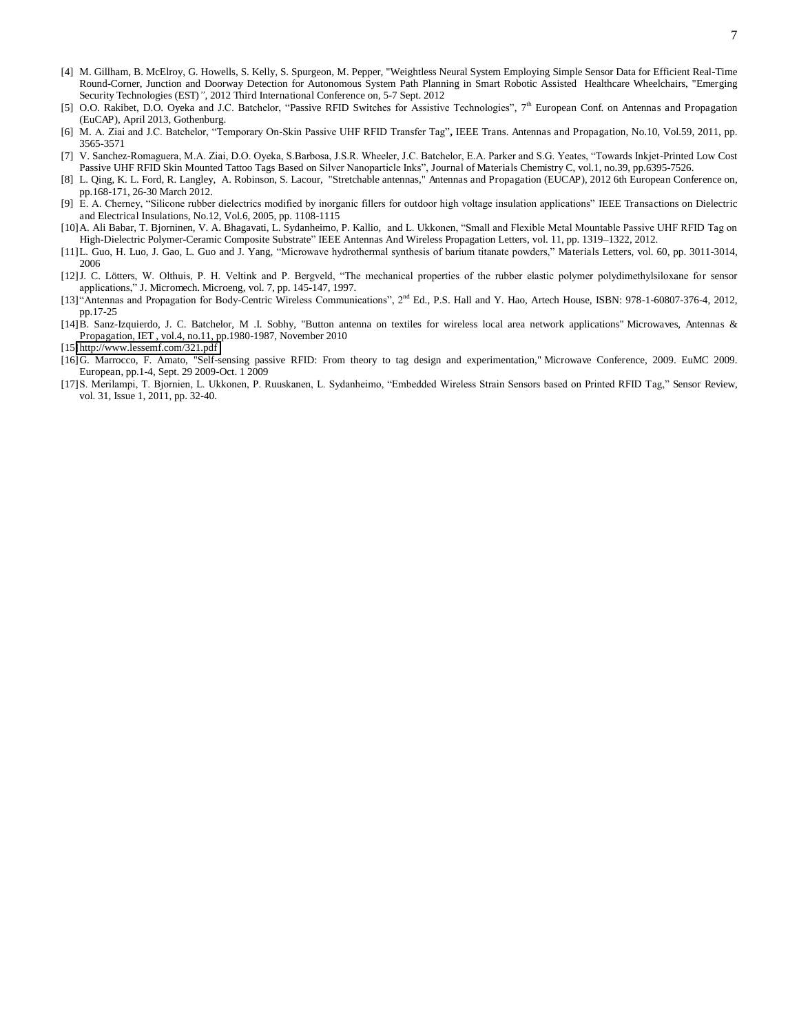[4] M. Gillham, B. McElroy, G. Howells, S. Kelly, S. Spurgeon, M. Pepper, "Weightless Neural System Employing Simple Sensor Data for Efficient Real-Time Round-Corner, Junction and Doorway Detection for Autonomous System Path Planning in Smart Robotic Assisted Healthcare Wheelchairs, "Emerging Security Technologies (EST)*"*, 2012 Third International Conference on, 5-7 Sept. 2012

[5] O.O. Rakibet, D.O. Oyeka and J.C. Batchelor, "Passive RFID Switches for Assistive Technologies", 7th European Conf. on Antennas and Propagation (EuCAP), April 2013, Gothenburg.

[6] M. A. Ziai and J.C. Batchelor, "Temporary On-Skin Passive UHF RFID Transfer Tag"**,** IEEE Trans. Antennas and Propagation, No.10, Vol.59, 2011, pp. 3565-3571

[7] V. Sanchez-Romaguera, M.A. Ziai, D.O. Oyeka, S.Barbosa, J.S.R. Wheeler, J.C. Batchelor, E.A. Parker and S.G. Yeates, "Towards Inkjet-Printed Low Cost Passive UHF RFID Skin Mounted Tattoo Tags Based on Silver Nanoparticle Inks", Journal of Materials Chemistry C, vol.1, no.39, pp.6395-7526.

[8] L. Qing, K. L. Ford, R. Langley, A. Robinson, S. Lacour, "Stretchable antennas," Antennas and Propagation (EUCAP), 2012 6th European Conference on, pp.168-171, 26-30 March 2012.

[9] E. A. Cherney, "Silicone rubber dielectrics modified by inorganic fillers for outdoor high voltage insulation applications" IEEE Transactions on Dielectric and Electrical Insulations, No.12, Vol.6, 2005, pp. 1108-1115

[10] A. Ali Babar, T. Bjorninen, V. A. Bhagavati, L. Sydanheimo, P. Kallio, and L. Ukkonen, "Small and Flexible Metal Mountable Passive UHF RFID Tag on High-Dielectric Polymer-Ceramic Composite Substrate" IEEE Antennas And Wireless Propagation Letters, vol. 11, pp. 1319–1322, 2012.

[11] L. Guo, H. Luo, J. Gao, L. Guo and J. Yang, "Microwave hydrothermal synthesis of barium titanate powders," Materials Letters, vol. 60, pp. 3011-3014, 2006

[12] J. C. Lötters, W. Olthuis, P. H. Veltink and P. Bergveld, "The mechanical properties of the rubber elastic polymer polydimethylsiloxane for sensor applications," J. Micromech. Microeng, vol. 7, pp. 145-147, 1997.

[13] "Antennas and Propagation for Body-Centric Wireless Communications", 2nd Ed., P.S. Hall and Y. Hao, Artech House, ISBN: 978-1-60807-376-4, 2012, pp.17-25

[14] B. Sanz-Izquierdo, J. C. Batchelor, M .I. Sobhy, "Button antenna on textiles for wireless local area network applications" Microwaves, Antennas & Propagation, IET , vol.4, no.11, pp.1980-1987, November 2010

[15] http://www.lessemf.com/321.pdf

[16] G. Marrocco, F. Amato, "Self-sensing passive RFID: From theory to tag design and experimentation," Microwave Conference, 2009. EuMC 2009. European, pp.1-4, Sept. 29 2009-Oct. 1 2009

[17] S. Merilampi, T. Bjornien, L. Ukkonen, P. Ruuskanen, L. Sydanheimo, "Embedded Wireless Strain Sensors based on Printed RFID Tag," Sensor Review, vol. 31, Issue 1, 2011, pp. 32-40.